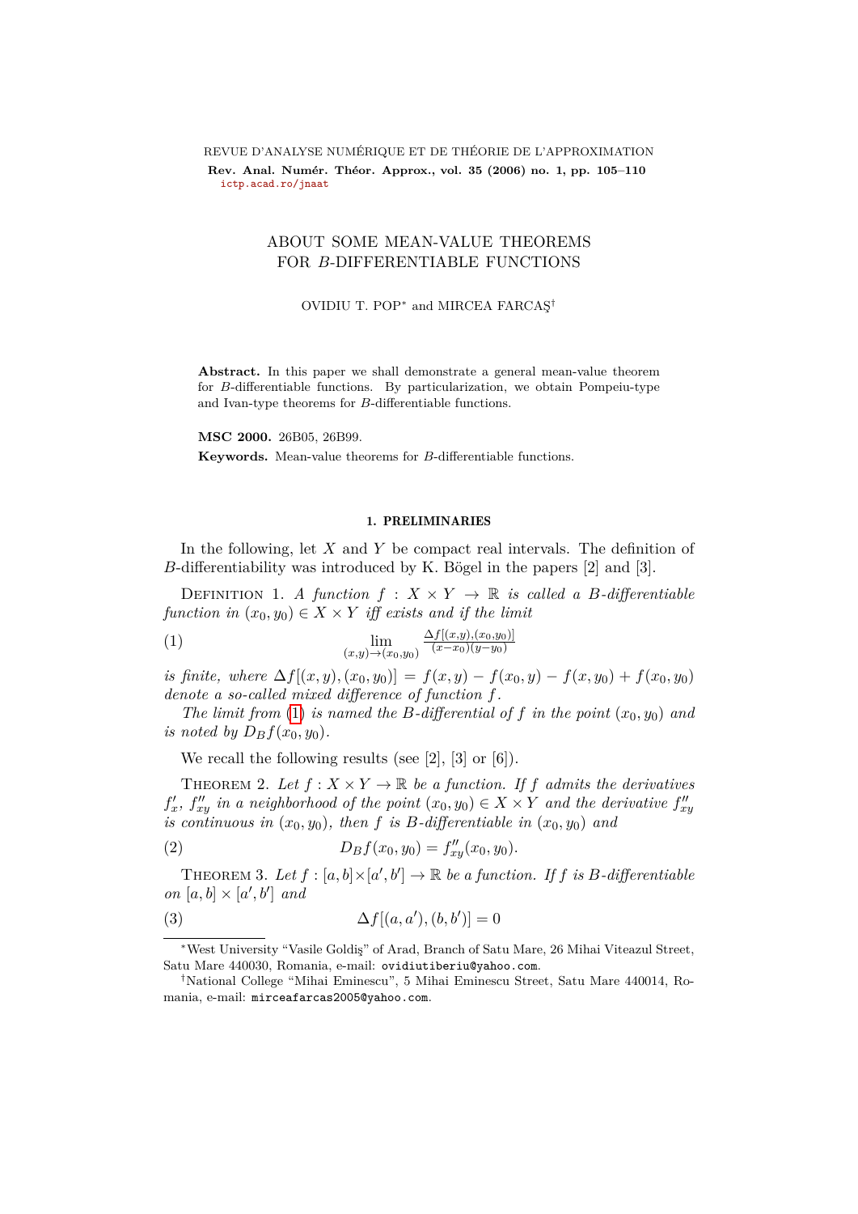REVUE D'ANALYSE NUMÉRIQUE ET DE THÉORIE DE L'APPROXIMATION
**Rev. Anal. Numér. Théor. Approx., vol. 35 (2006) no. 1, pp. 105–110**
ictp.acad.ro/jnaat

# ABOUT SOME MEAN-VALUE THEOREMS FOR $B$-DIFFERENTIABLE FUNCTIONS

OVIDIU T. POP[*] and MIRCEA FARCAŞ[†]

**Abstract.** In this paper we shall demonstrate a general mean-value theorem for $B$-differentiable functions. By particularization, we obtain Pompeiu-type and Ivan-type theorems for $B$-differentiable functions.

**MSC 2000.** 26B05, 26B99.

**Keywords.** Mean-value theorems for $B$-differentiable functions.

## 1. PRELIMINARIES

In the following, let $X$ and $Y$ be compact real intervals. The definition of $B$-differentiability was introduced by K. Bögel in the papers [2] and [3].

DEFINITION 1. *A function $f : X \times Y \to \mathbb{R}$ is called a $B$-differentiable function in $(x_0, y_0) \in X \times Y$ iff exists and if the limit*

$$\lim_{(x,y)\to(x_0,y_0)} \frac{\Delta f[(x,y),(x_0,y_0)]}{(x-x_0)(y-y_0)} \tag{1}$$

*is finite, where $\Delta f[(x, y),(x_0, y_0)] = f(x, y) - f(x_0, y) - f(x, y_0) + f(x_0, y_0)$ denote a so-called mixed difference of function $f$.*

*The limit from (1) is named the $B$-differential of $f$ in the point $(x_0, y_0)$ and is noted by $D_B f(x_0, y_0)$.*

We recall the following results (see [2], [3] or [6]).

THEOREM 2. *Let $f : X \times Y \to \mathbb{R}$ be a function. If $f$ admits the derivatives $f'_x$, $f''_{xy}$ in a neighborhood of the point $(x_0, y_0) \in X \times Y$ and the derivative $f''_{xy}$ is continuous in $(x_0, y_0)$, then $f$ is $B$-differentiable in $(x_0, y_0)$ and*

$$D_B f(x_0, y_0) = f''_{xy}(x_0, y_0). \tag{2}$$

THEOREM 3. *Let $f : [a, b]\times[a', b'] \to \mathbb{R}$ be a function. If $f$ is $B$-differentiable on $[a, b] \times [a', b']$ and*

$$\Delta f[(a, a'),(b, b')] = 0 \tag{3}$$

---

[*] West University "Vasile Goldiş" of Arad, Branch of Satu Mare, 26 Mihai Viteazul Street, Satu Mare 440030, Romania, e-mail: ovidiutiberiu@yahoo.com.

[†] National College "Mihai Eminescu", 5 Mihai Eminescu Street, Satu Mare 440014, Romania, e-mail: mirceafarcas2005@yahoo.com.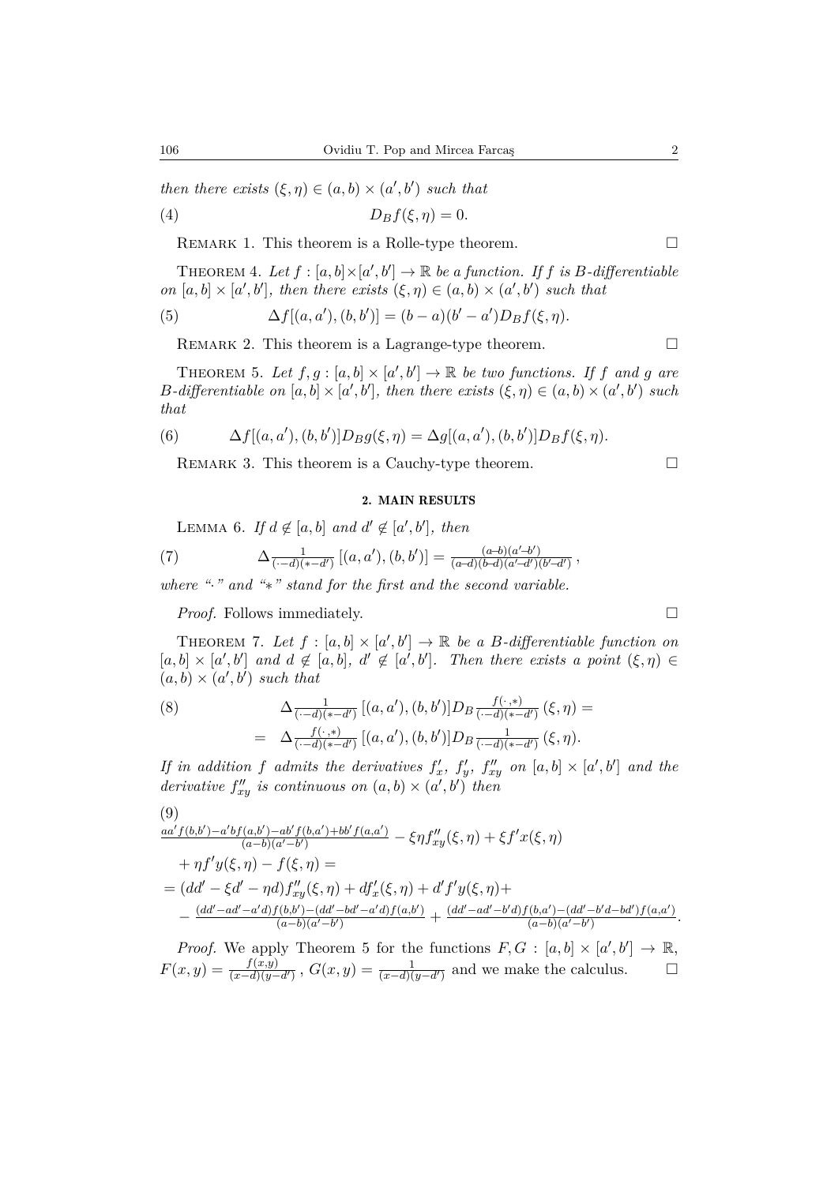*then there exists* $(\xi, \eta) \in (a, b) \times (a', b')$ *such that*

$$D_B f(\xi, \eta) = 0. \tag{4}$$

Remark 1. This theorem is a Rolle-type theorem. □

Theorem 4. *Let* $f : [a, b] \times [a', b'] \to \mathbb{R}$ *be a function. If* $f$ *is* $B$*-differentiable on* $[a, b] \times [a', b']$*, then there exists* $(\xi, \eta) \in (a, b) \times (a', b')$ *such that*

$$\Delta f[(a, a'), (b, b')] = (b - a)(b' - a') D_B f(\xi, \eta). \tag{5}$$

Remark 2. This theorem is a Lagrange-type theorem. □

Theorem 5. *Let* $f, g : [a, b] \times [a', b'] \to \mathbb{R}$ *be two functions. If* $f$ *and* $g$ *are* $B$*-differentiable on* $[a, b] \times [a', b']$*, then there exists* $(\xi, \eta) \in (a, b) \times (a', b')$ *such that*

$$\Delta f[(a, a'), (b, b')] D_B g(\xi, \eta) = \Delta g[(a, a'), (b, b')] D_B f(\xi, \eta). \tag{6}$$

Remark 3. This theorem is a Cauchy-type theorem. □

## 2. MAIN RESULTS

Lemma 6. *If* $d \notin [a, b]$ *and* $d' \notin [a', b']$*, then*

$$\Delta \frac{1}{(\cdot - d)(* - d')} [(a, a'), (b, b')] = \frac{(a - b)(a' - b')}{(a - d)(b - d)(a' - d')(b' - d')}, \tag{7}$$

*where "$\cdot$" and "$*$" stand for the first and the second variable.*

*Proof.* Follows immediately. □

Theorem 7. *Let* $f : [a, b] \times [a', b'] \to \mathbb{R}$ *be a* $B$*-differentiable function on* $[a, b] \times [a', b']$ *and* $d \notin [a, b]$, $d' \notin [a', b']$*. Then there exists a point* $(\xi, \eta) \in (a, b) \times (a', b')$ *such that*

$$\begin{aligned} &\Delta \frac{1}{(\cdot - d)(* - d')} [(a, a'), (b, b')] D_B \frac{f(\cdot, *)}{(\cdot - d)(* - d')} (\xi, \eta) = \\ &= \Delta \frac{f(\cdot, *)}{(\cdot - d)(* - d')} [(a, a'), (b, b')] D_B \frac{1}{(\cdot - d)(* - d')} (\xi, \eta). \end{aligned} \tag{8}$$

*If in addition* $f$ *admits the derivatives* $f'_x$, $f'_y$, $f''_{xy}$ *on* $[a, b] \times [a', b']$ *and the derivative* $f''_{xy}$ *is continuous on* $(a, b) \times (a', b')$ *then*

$$\begin{aligned} &\frac{aa' f(b, b') - a' b f(a, b') - ab' f(b, a') + bb' f(a, a')}{(a - b)(a' - b')} - \xi \eta f''_{xy}(\xi, \eta) + \xi f' x(\xi, \eta) \\ &\quad + \eta f' y(\xi, \eta) - f(\xi, \eta) = \\ &= (dd' - \xi d' - \eta d) f''_{xy}(\xi, \eta) + d f'_x(\xi, \eta) + d' f' y(\xi, \eta) + \\ &\quad - \frac{(dd' - ad' - a' d) f(b, b') - (dd' - bd' - a' d) f(a, b')}{(a - b)(a' - b')} + \frac{(dd' - ad' - b' d) f(b, a') - (dd' - b' d - bd') f(a, a')}{(a - b)(a' - b')}. \end{aligned} \tag{9}$$

*Proof.* We apply Theorem 5 for the functions $F, G : [a, b] \times [a', b'] \to \mathbb{R}$, $F(x, y) = \frac{f(x, y)}{(x - d)(y - d')}$, $G(x, y) = \frac{1}{(x - d)(y - d')}$ and we make the calculus. □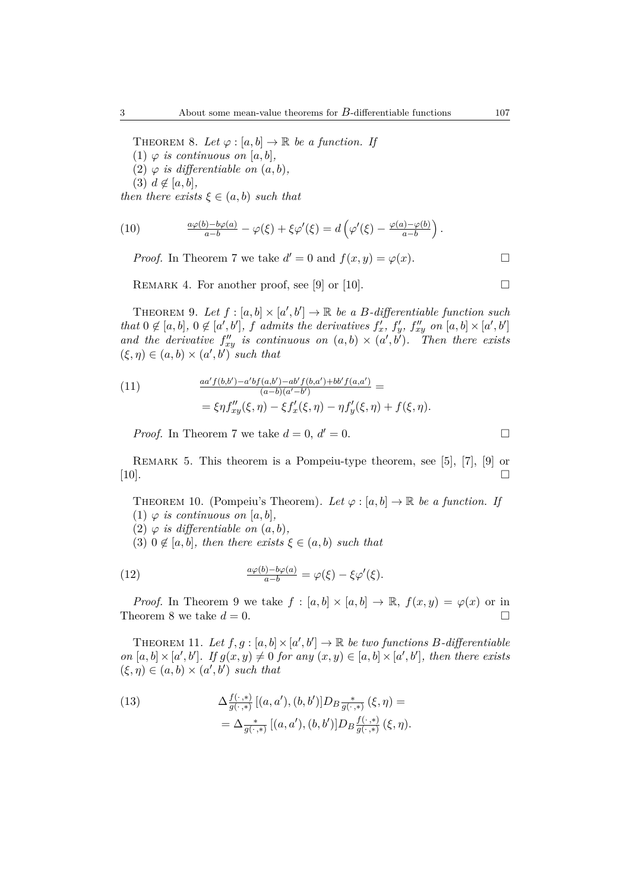THEOREM 8. *Let $\varphi : [a,b] \to \mathbb{R}$ be a function. If*
(1) *$\varphi$ is continuous on $[a,b]$,*
(2) *$\varphi$ is differentiable on $(a,b)$,*
(3) *$d \notin [a,b]$,*
*then there exists $\xi \in (a,b)$ such that*

$$\frac{a\varphi(b)-b\varphi(a)}{a-b} - \varphi(\xi) + \xi\varphi'(\xi) = d\left(\varphi'(\xi) - \frac{\varphi(a)-\varphi(b)}{a-b}\right). \tag{10}$$

*Proof.* In Theorem 7 we take $d' = 0$ and $f(x,y) = \varphi(x)$. □

REMARK 4. For another proof, see [9] or [10]. □

THEOREM 9. *Let $f : [a,b] \times [a',b'] \to \mathbb{R}$ be a $B$-differentiable function such that $0 \notin [a,b]$, $0 \notin [a',b']$, $f$ admits the derivatives $f'_x$, $f'_y$, $f''_{xy}$ on $[a,b] \times [a',b']$ and the derivative $f''_{xy}$ is continuous on $(a,b) \times (a',b')$. Then there exists $(\xi,\eta) \in (a,b) \times (a',b')$ such that*

$$\begin{aligned}\frac{aa'f(b,b')-a'bf(a,b')-ab'f(b,a')+bb'f(a,a')}{(a-b)(a'-b')} &= \\ = \xi\eta f''_{xy}(\xi,\eta) - \xi f'_x(\xi,\eta) - \eta f'_y(\xi,\eta) + f(\xi,\eta).\end{aligned} \tag{11}$$

*Proof.* In Theorem 7 we take $d = 0$, $d' = 0$. □

REMARK 5. This theorem is a Pompeiu-type theorem, see [5], [7], [9] or [10]. □

THEOREM 10. (Pompeiu's Theorem). *Let $\varphi : [a,b] \to \mathbb{R}$ be a function. If*
(1) *$\varphi$ is continuous on $[a,b]$,*
(2) *$\varphi$ is differentiable on $(a,b)$,*
(3) *$0 \notin [a,b]$, then there exists $\xi \in (a,b)$ such that*

$$\frac{a\varphi(b)-b\varphi(a)}{a-b} = \varphi(\xi) - \xi\varphi'(\xi). \tag{12}$$

*Proof.* In Theorem 9 we take $f : [a,b] \times [a,b] \to \mathbb{R}$, $f(x,y) = \varphi(x)$ or in Theorem 8 we take $d = 0$. □

THEOREM 11. *Let $f, g : [a,b] \times [a',b'] \to \mathbb{R}$ be two functions $B$-differentiable on $[a,b] \times [a',b']$. If $g(x,y) \neq 0$ for any $(x,y) \in [a,b] \times [a',b']$, then there exists $(\xi,\eta) \in (a,b) \times (a',b')$ such that*

$$\begin{aligned}&\Delta\tfrac{f(\cdot,*)}{g(\cdot,*)}[(a,a'),(b,b')]D_B\tfrac{*}{g(\cdot,*)}(\xi,\eta) = \\ &= \Delta\tfrac{*}{g(\cdot,*)}[(a,a'),(b,b')]D_B\tfrac{f(\cdot,*)}{g(\cdot,*)}(\xi,\eta).\end{aligned} \tag{13}$$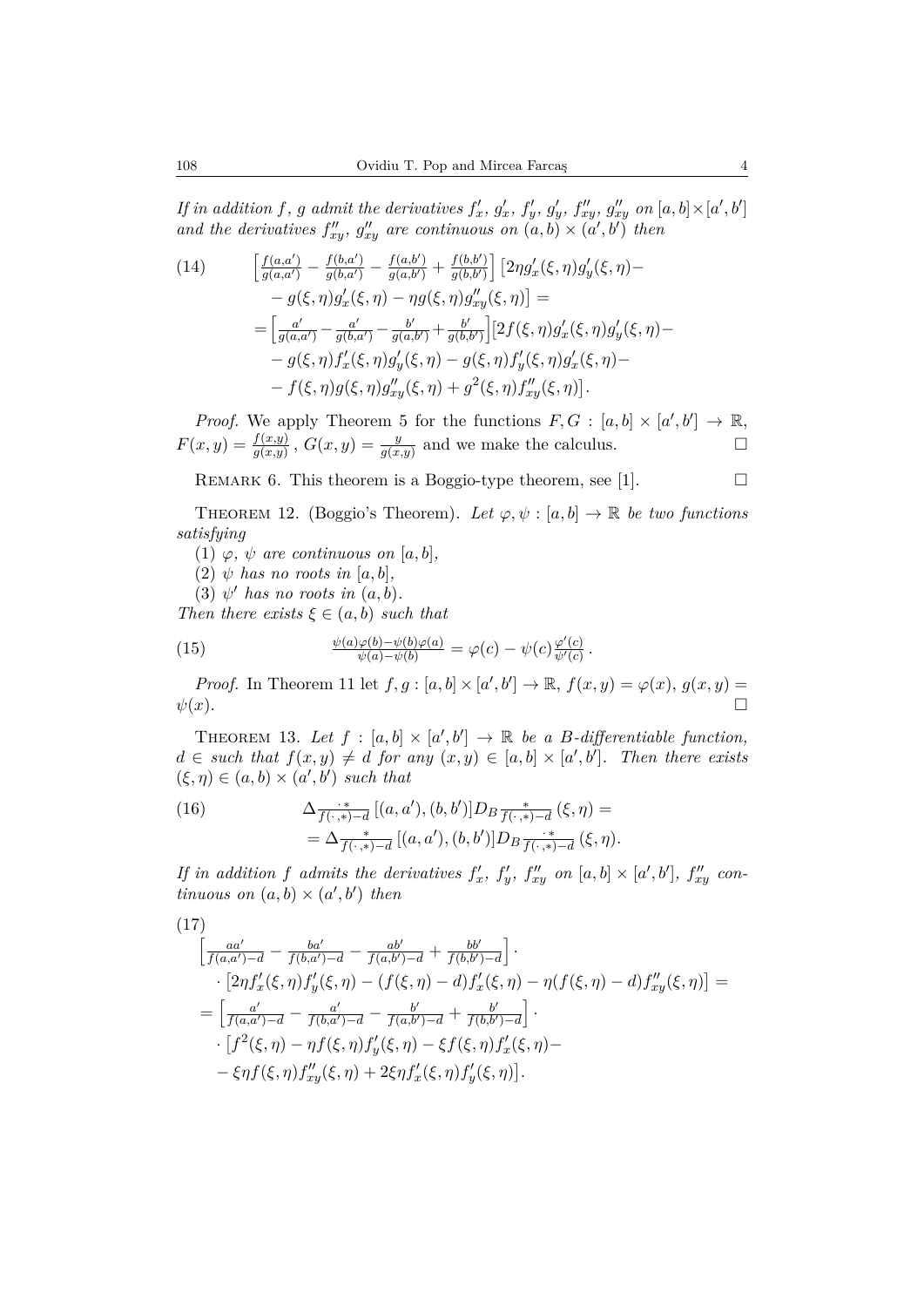*If in addition $f$, $g$ admit the derivatives $f'_x$, $g'_x$, $f'_y$, $g'_y$, $f''_{xy}$, $g''_{xy}$ on $[a,b]\times[a',b']$ and the derivatives $f''_{xy}$, $g''_{xy}$ are continuous on $(a,b)\times(a',b')$ then*

$$\begin{aligned}
(14)\qquad &\left[\tfrac{f(a,a')}{g(a,a')}-\tfrac{f(b,a')}{g(b,a')}-\tfrac{f(a,b')}{g(a,b')}+\tfrac{f(b,b')}{g(b,b')}\right]\left[2\eta g'_x(\xi,\eta)g'_y(\xi,\eta)-\right.\\
&\left.-g(\xi,\eta)g'_x(\xi,\eta)-\eta g(\xi,\eta)g''_{xy}(\xi,\eta)\right]=\\
&=\left[\tfrac{a'}{g(a,a')}-\tfrac{a'}{g(b,a')}-\tfrac{b'}{g(a,b')}+\tfrac{b'}{g(b,b')}\right]\left[2f(\xi,\eta)g'_x(\xi,\eta)g'_y(\xi,\eta)-\right.\\
&-g(\xi,\eta)f'_x(\xi,\eta)g'_y(\xi,\eta)-g(\xi,\eta)f'_y(\xi,\eta)g'_x(\xi,\eta)-\\
&\left.-f(\xi,\eta)g(\xi,\eta)g''_{xy}(\xi,\eta)+g^2(\xi,\eta)f''_{xy}(\xi,\eta)\right].
\end{aligned}$$

*Proof.* We apply Theorem 5 for the functions $F,G:[a,b]\times[a',b']\to\mathbb{R}$, $F(x,y)=\frac{f(x,y)}{g(x,y)}$, $G(x,y)=\frac{y}{g(x,y)}$ and we make the calculus. □

REMARK 6. This theorem is a Boggio-type theorem, see [1]. □

THEOREM 12. (Boggio's Theorem). *Let $\varphi,\psi:[a,b]\to\mathbb{R}$ be two functions satisfying*

(1) *$\varphi$, $\psi$ are continuous on $[a,b]$,*

(2) *$\psi$ has no roots in $[a,b]$,*

(3) *$\psi'$ has no roots in $(a,b)$.*

*Then there exists $\xi\in(a,b)$ such that*

$$(15)\qquad \tfrac{\psi(a)\varphi(b)-\psi(b)\varphi(a)}{\psi(a)-\psi(b)}=\varphi(c)-\psi(c)\tfrac{\varphi'(c)}{\psi'(c)}\,.$$

*Proof.* In Theorem 11 let $f,g:[a,b]\times[a',b']\to\mathbb{R}$, $f(x,y)=\varphi(x)$, $g(x,y)=\psi(x)$. □

THEOREM 13. *Let $f:[a,b]\times[a',b']\to\mathbb{R}$ be a $B$-differentiable function, $d\in$ such that $f(x,y)\neq d$ for any $(x,y)\in[a,b]\times[a',b']$. Then there exists $(\xi,\eta)\in(a,b)\times(a',b')$ such that*

$$\begin{aligned}
(16)\qquad &\Delta_{\frac{\cdot\,*}{f(\cdot,*)-d}}[(a,a'),(b,b')]D_B\tfrac{*}{f(\cdot,*)-d}(\xi,\eta)=\\
&=\Delta_{\frac{*}{f(\cdot,*)-d}}[(a,a'),(b,b')]D_B\tfrac{\cdot\,*}{f(\cdot,*)-d}(\xi,\eta).
\end{aligned}$$

*If in addition $f$ admits the derivatives $f'_x$, $f'_y$, $f''_{xy}$ on $[a,b]\times[a',b']$, $f''_{xy}$ continuous on $(a,b)\times(a',b')$ then*

$$\begin{aligned}
(17)\qquad &\left[\tfrac{aa'}{f(a,a')-d}-\tfrac{ba'}{f(b,a')-d}-\tfrac{ab'}{f(a,b')-d}+\tfrac{bb'}{f(b,b')-d}\right]\cdot\\
&\cdot\left[2\eta f'_x(\xi,\eta)f'_y(\xi,\eta)-(f(\xi,\eta)-d)f'_x(\xi,\eta)-\eta(f(\xi,\eta)-d)f''_{xy}(\xi,\eta)\right]=\\
&=\left[\tfrac{a'}{f(a,a')-d}-\tfrac{a'}{f(b,a')-d}-\tfrac{b'}{f(a,b')-d}+\tfrac{b'}{f(b,b')-d}\right]\cdot\\
&\cdot\left[f^2(\xi,\eta)-\eta f(\xi,\eta)f'_y(\xi,\eta)-\xi f(\xi,\eta)f'_x(\xi,\eta)-\right.\\
&\left.-\xi\eta f(\xi,\eta)f''_{xy}(\xi,\eta)+2\xi\eta f'_x(\xi,\eta)f'_y(\xi,\eta)\right].
\end{aligned}$$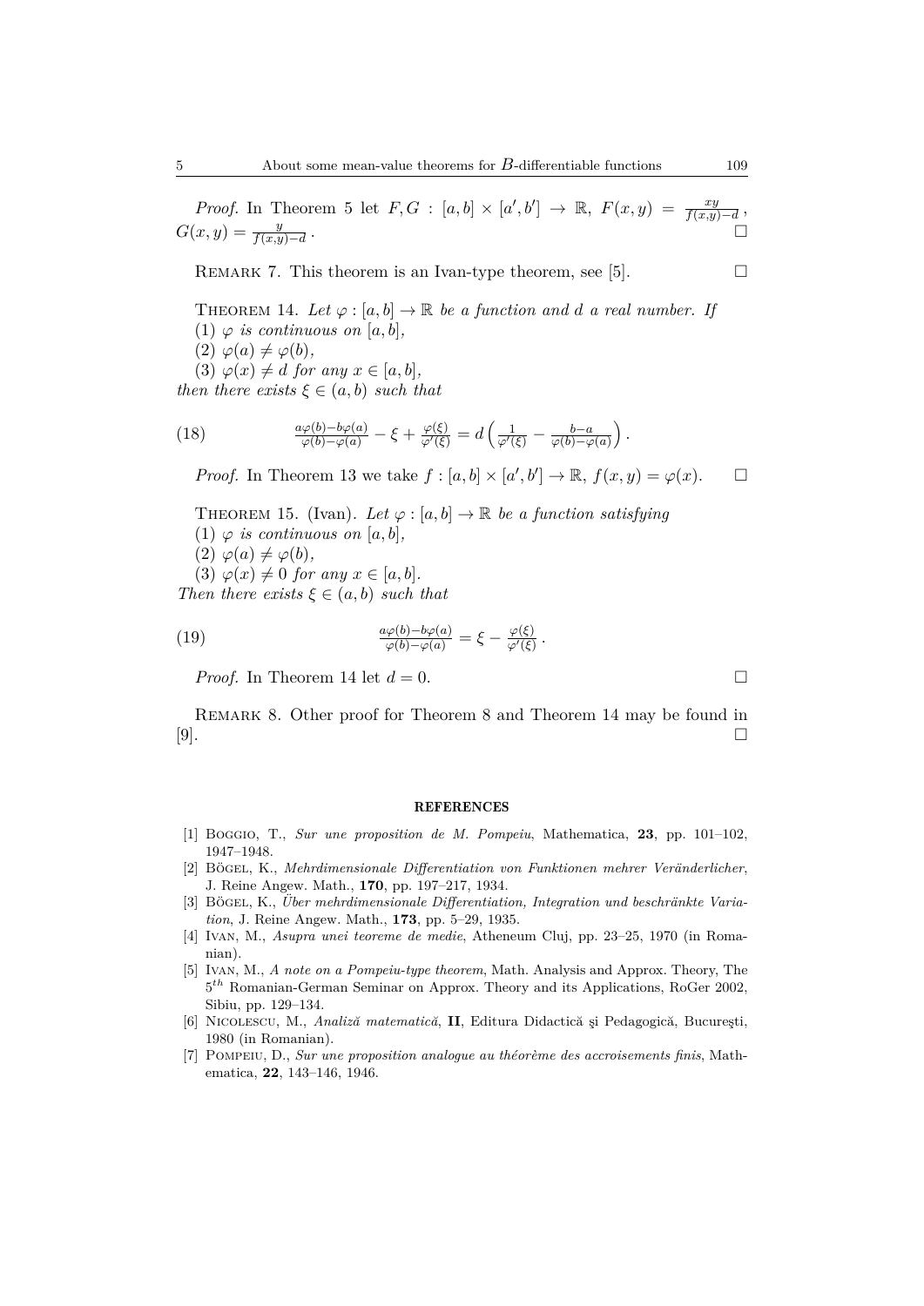*Proof.* In Theorem 5 let $F, G : [a,b] \times [a',b'] \to \mathbb{R}$, $F(x,y) = \frac{xy}{f(x,y)-d}$, $G(x,y) = \frac{y}{f(x,y)-d}$. □

Remark 7. This theorem is an Ivan-type theorem, see [5]. □

Theorem 14. *Let $\varphi : [a,b] \to \mathbb{R}$ be a function and $d$ a real number. If*
(1) *$\varphi$ is continuous on $[a,b]$,*
(2) *$\varphi(a) \neq \varphi(b)$,*
(3) *$\varphi(x) \neq d$ for any $x \in [a,b]$,*
*then there exists $\xi \in (a,b)$ such that*

$$\frac{a\varphi(b)-b\varphi(a)}{\varphi(b)-\varphi(a)} - \xi + \frac{\varphi(\xi)}{\varphi'(\xi)} = d\left(\frac{1}{\varphi'(\xi)} - \frac{b-a}{\varphi(b)-\varphi(a)}\right). \tag{18}$$

*Proof.* In Theorem 13 we take $f : [a,b] \times [a',b'] \to \mathbb{R}$, $f(x,y) = \varphi(x)$. □

Theorem 15. (Ivan). *Let $\varphi : [a,b] \to \mathbb{R}$ be a function satisfying*
(1) *$\varphi$ is continuous on $[a,b]$,*
(2) *$\varphi(a) \neq \varphi(b)$,*
(3) *$\varphi(x) \neq 0$ for any $x \in [a,b]$.*
*Then there exists $\xi \in (a,b)$ such that*

$$\frac{a\varphi(b)-b\varphi(a)}{\varphi(b)-\varphi(a)} = \xi - \frac{\varphi(\xi)}{\varphi'(\xi)}. \tag{19}$$

*Proof.* In Theorem 14 let $d = 0$. □

Remark 8. Other proof for Theorem 8 and Theorem 14 may be found in [9]. □

## REFERENCES

[1] Boggio, T., *Sur une proposition de M. Pompeiu*, Mathematica, **23**, pp. 101–102, 1947–1948.

[2] Bögel, K., *Mehrdimensionale Differentiation von Funktionen mehrer Veränderlicher*, J. Reine Angew. Math., **170**, pp. 197–217, 1934.

[3] Bögel, K., *Über mehrdimensionale Differentiation, Integration und beschränkte Variation*, J. Reine Angew. Math., **173**, pp. 5–29, 1935.

[4] Ivan, M., *Asupra unei teoreme de medie*, Atheneum Cluj, pp. 23–25, 1970 (in Romanian).

[5] Ivan, M., *A note on a Pompeiu-type theorem*, Math. Analysis and Approx. Theory, The $5^{th}$ Romanian-German Seminar on Approx. Theory and its Applications, RoGer 2002, Sibiu, pp. 129–134.

[6] Nicolescu, M., *Analiză matematică*, **II**, Editura Didactică şi Pedagogică, Bucureşti, 1980 (in Romanian).

[7] Pompeiu, D., *Sur une proposition analogue au théorème des accroisements finis*, Mathematica, **22**, 143–146, 1946.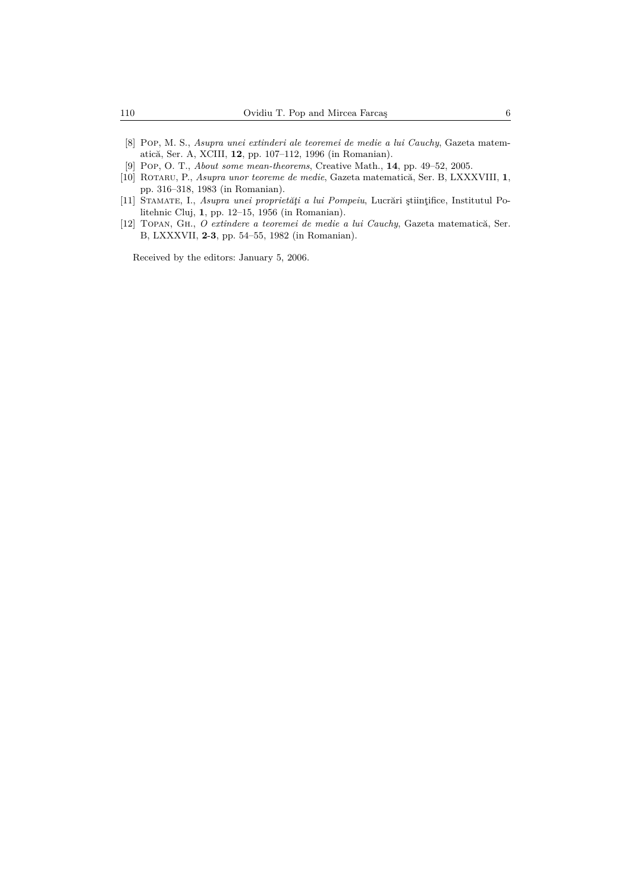[8] Pop, M. S., *Asupra unei extinderi ale teoremei de medie a lui Cauchy*, Gazeta matematică, Ser. A, XCIII, **12**, pp. 107–112, 1996 (in Romanian).

[9] Pop, O. T., *About some mean-theorems*, Creative Math., **14**, pp. 49–52, 2005.

[10] Rotaru, P., *Asupra unor teoreme de medie*, Gazeta matematică, Ser. B, LXXXVIII, **1**, pp. 316–318, 1983 (in Romanian).

[11] Stamate, I., *Asupra unei proprietăţi a lui Pompeiu*, Lucrări ştiinţifice, Institutul Politehnic Cluj, **1**, pp. 12–15, 1956 (in Romanian).

[12] Topan, Gh., *O extindere a teoremei de medie a lui Cauchy*, Gazeta matematică, Ser. B, LXXXVII, **2-3**, pp. 54–55, 1982 (in Romanian).

Received by the editors: January 5, 2006.